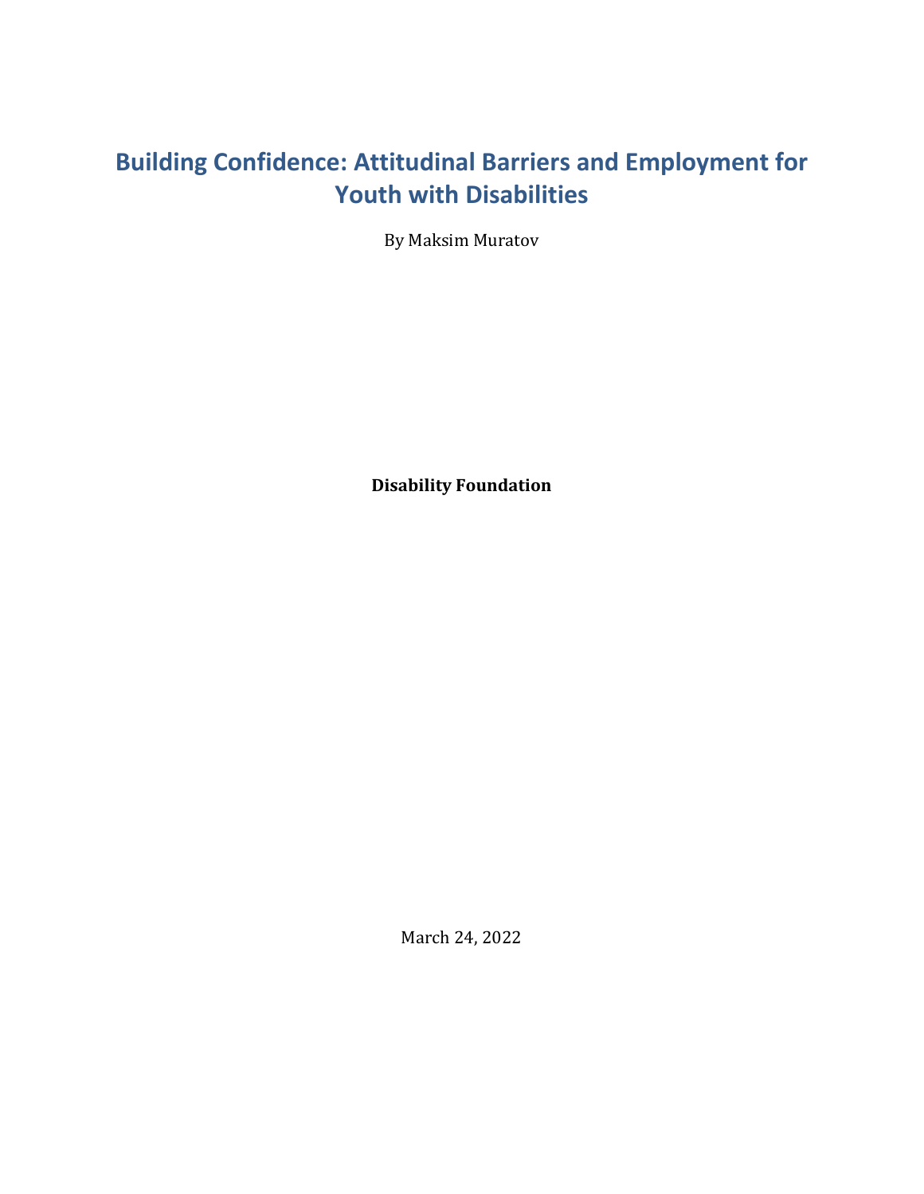# Building Confidence: Attitudinal Barriers and Employment for Youth with Disabilities

By Maksim Muratov

**Disability Foundation**

March 24, 2022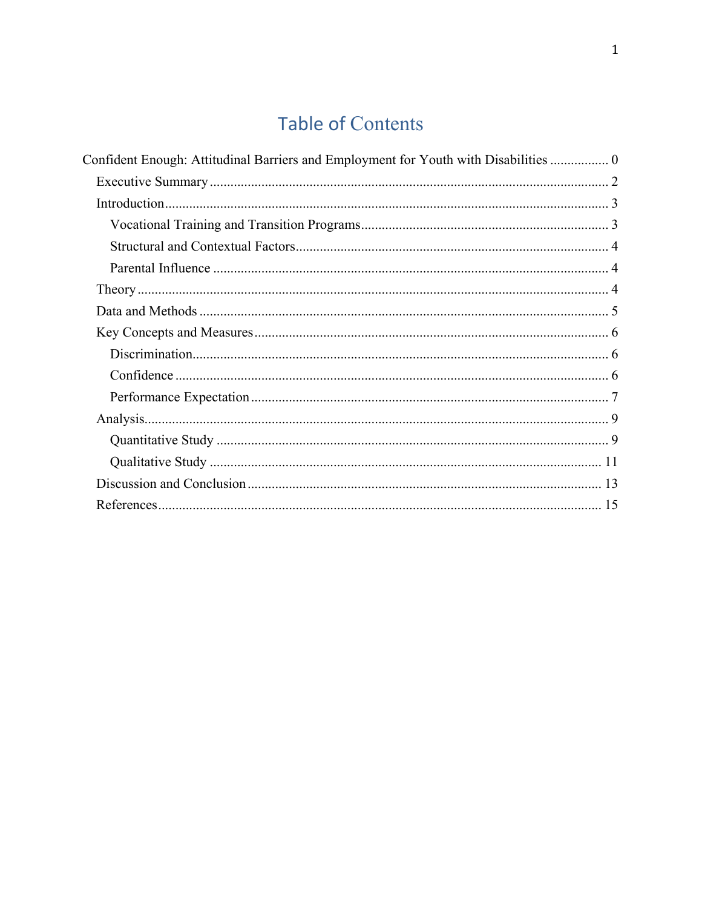# Table of Contents

Confident Enough: Attitudinal Barriers and Employment for Youth with Disabilities ................. 0

- Executive Summary ................................................................................................... 2
- Introduction ............................................................................................................... 3
  - Vocational Training and Transition Programs ....................................................... 3
  - Structural and Contextual Factors .......................................................................... 4
  - Parental Influence .................................................................................................. 4
- Theory ....................................................................................................................... 4
- Data and Methods ..................................................................................................... 5
- Key Concepts and Measures ..................................................................................... 6
  - Discrimination ........................................................................................................ 6
  - Confidence ............................................................................................................. 6
  - Performance Expectation ....................................................................................... 7
- Analysis ..................................................................................................................... 9
  - Quantitative Study ................................................................................................. 9
  - Qualitative Study ................................................................................................. 11
- Discussion and Conclusion ..................................................................................... 13
- References ............................................................................................................... 15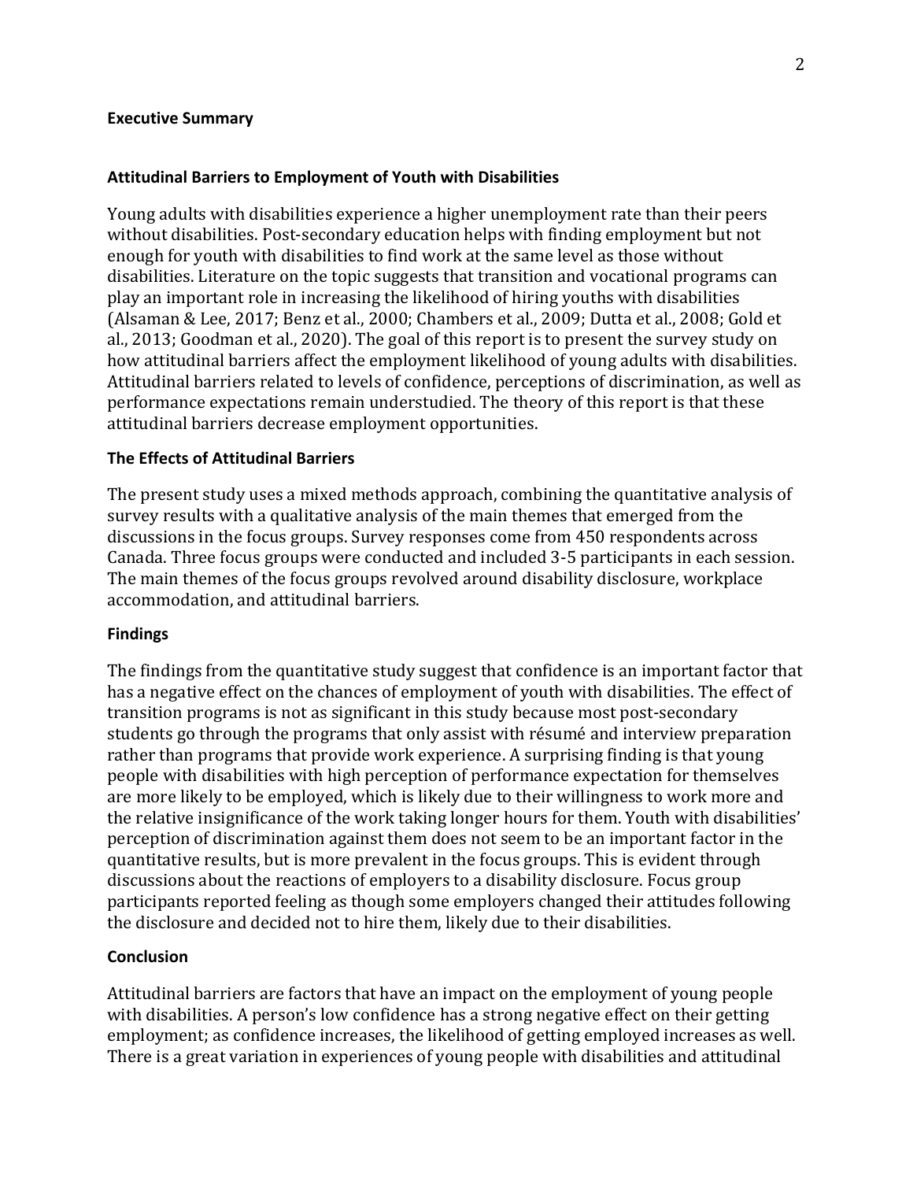## Executive Summary

### Attitudinal Barriers to Employment of Youth with Disabilities

Young adults with disabilities experience a higher unemployment rate than their peers without disabilities. Post-secondary education helps with finding employment but not enough for youth with disabilities to find work at the same level as those without disabilities. Literature on the topic suggests that transition and vocational programs can play an important role in increasing the likelihood of hiring youths with disabilities (Alsaman & Lee, 2017; Benz et al., 2000; Chambers et al., 2009; Dutta et al., 2008; Gold et al., 2013; Goodman et al., 2020). The goal of this report is to present the survey study on how attitudinal barriers affect the employment likelihood of young adults with disabilities. Attitudinal barriers related to levels of confidence, perceptions of discrimination, as well as performance expectations remain understudied. The theory of this report is that these attitudinal barriers decrease employment opportunities.

### The Effects of Attitudinal Barriers

The present study uses a mixed methods approach, combining the quantitative analysis of survey results with a qualitative analysis of the main themes that emerged from the discussions in the focus groups. Survey responses come from 450 respondents across Canada. Three focus groups were conducted and included 3-5 participants in each session. The main themes of the focus groups revolved around disability disclosure, workplace accommodation, and attitudinal barriers.

### Findings

The findings from the quantitative study suggest that confidence is an important factor that has a negative effect on the chances of employment of youth with disabilities. The effect of transition programs is not as significant in this study because most post-secondary students go through the programs that only assist with résumé and interview preparation rather than programs that provide work experience. A surprising finding is that young people with disabilities with high perception of performance expectation for themselves are more likely to be employed, which is likely due to their willingness to work more and the relative insignificance of the work taking longer hours for them. Youth with disabilities' perception of discrimination against them does not seem to be an important factor in the quantitative results, but is more prevalent in the focus groups. This is evident through discussions about the reactions of employers to a disability disclosure. Focus group participants reported feeling as though some employers changed their attitudes following the disclosure and decided not to hire them, likely due to their disabilities.

### Conclusion

Attitudinal barriers are factors that have an impact on the employment of young people with disabilities. A person's low confidence has a strong negative effect on their getting employment; as confidence increases, the likelihood of getting employed increases as well. There is a great variation in experiences of young people with disabilities and attitudinal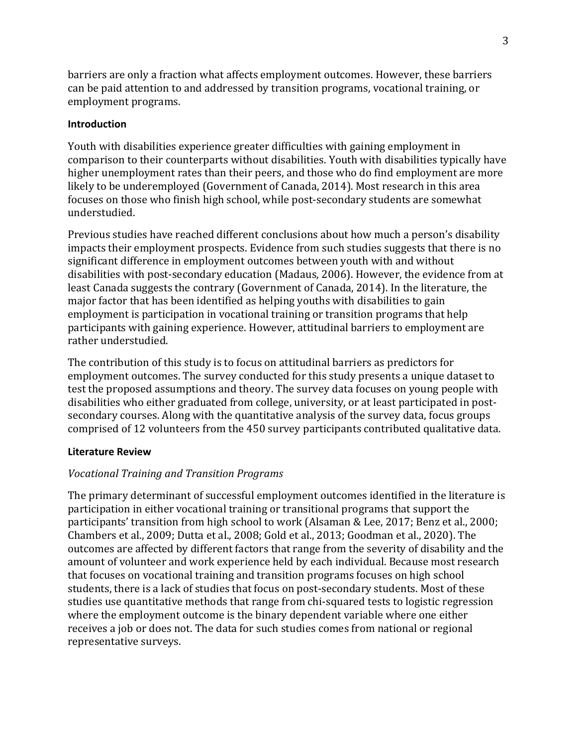barriers are only a fraction what affects employment outcomes. However, these barriers can be paid attention to and addressed by transition programs, vocational training, or employment programs.

## Introduction

Youth with disabilities experience greater difficulties with gaining employment in comparison to their counterparts without disabilities. Youth with disabilities typically have higher unemployment rates than their peers, and those who do find employment are more likely to be underemployed (Government of Canada, 2014). Most research in this area focuses on those who finish high school, while post-secondary students are somewhat understudied.

Previous studies have reached different conclusions about how much a person's disability impacts their employment prospects. Evidence from such studies suggests that there is no significant difference in employment outcomes between youth with and without disabilities with post-secondary education (Madaus, 2006). However, the evidence from at least Canada suggests the contrary (Government of Canada, 2014). In the literature, the major factor that has been identified as helping youths with disabilities to gain employment is participation in vocational training or transition programs that help participants with gaining experience. However, attitudinal barriers to employment are rather understudied.

The contribution of this study is to focus on attitudinal barriers as predictors for employment outcomes. The survey conducted for this study presents a unique dataset to test the proposed assumptions and theory. The survey data focuses on young people with disabilities who either graduated from college, university, or at least participated in post-secondary courses. Along with the quantitative analysis of the survey data, focus groups comprised of 12 volunteers from the 450 survey participants contributed qualitative data.

## Literature Review

### *Vocational Training and Transition Programs*

The primary determinant of successful employment outcomes identified in the literature is participation in either vocational training or transitional programs that support the participants' transition from high school to work (Alsaman & Lee, 2017; Benz et al., 2000; Chambers et al., 2009; Dutta et al., 2008; Gold et al., 2013; Goodman et al., 2020). The outcomes are affected by different factors that range from the severity of disability and the amount of volunteer and work experience held by each individual. Because most research that focuses on vocational training and transition programs focuses on high school students, there is a lack of studies that focus on post-secondary students. Most of these studies use quantitative methods that range from chi-squared tests to logistic regression where the employment outcome is the binary dependent variable where one either receives a job or does not. The data for such studies comes from national or regional representative surveys.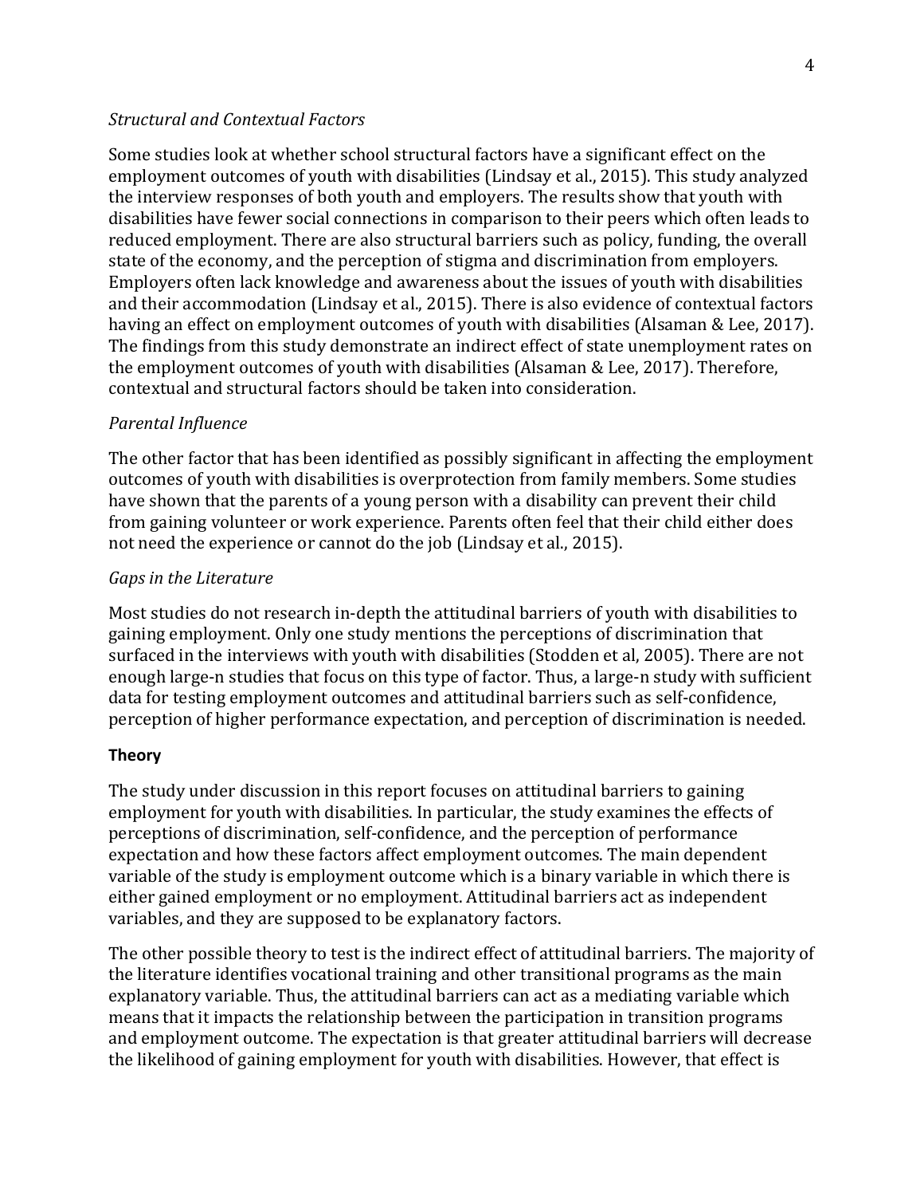*Structural and Contextual Factors*

Some studies look at whether school structural factors have a significant effect on the employment outcomes of youth with disabilities (Lindsay et al., 2015). This study analyzed the interview responses of both youth and employers. The results show that youth with disabilities have fewer social connections in comparison to their peers which often leads to reduced employment. There are also structural barriers such as policy, funding, the overall state of the economy, and the perception of stigma and discrimination from employers. Employers often lack knowledge and awareness about the issues of youth with disabilities and their accommodation (Lindsay et al., 2015). There is also evidence of contextual factors having an effect on employment outcomes of youth with disabilities (Alsaman & Lee, 2017). The findings from this study demonstrate an indirect effect of state unemployment rates on the employment outcomes of youth with disabilities (Alsaman & Lee, 2017). Therefore, contextual and structural factors should be taken into consideration.

*Parental Influence*

The other factor that has been identified as possibly significant in affecting the employment outcomes of youth with disabilities is overprotection from family members. Some studies have shown that the parents of a young person with a disability can prevent their child from gaining volunteer or work experience. Parents often feel that their child either does not need the experience or cannot do the job (Lindsay et al., 2015).

*Gaps in the Literature*

Most studies do not research in-depth the attitudinal barriers of youth with disabilities to gaining employment. Only one study mentions the perceptions of discrimination that surfaced in the interviews with youth with disabilities (Stodden et al, 2005). There are not enough large-n studies that focus on this type of factor. Thus, a large-n study with sufficient data for testing employment outcomes and attitudinal barriers such as self-confidence, perception of higher performance expectation, and perception of discrimination is needed.

**Theory**

The study under discussion in this report focuses on attitudinal barriers to gaining employment for youth with disabilities. In particular, the study examines the effects of perceptions of discrimination, self-confidence, and the perception of performance expectation and how these factors affect employment outcomes. The main dependent variable of the study is employment outcome which is a binary variable in which there is either gained employment or no employment. Attitudinal barriers act as independent variables, and they are supposed to be explanatory factors.

The other possible theory to test is the indirect effect of attitudinal barriers. The majority of the literature identifies vocational training and other transitional programs as the main explanatory variable. Thus, the attitudinal barriers can act as a mediating variable which means that it impacts the relationship between the participation in transition programs and employment outcome. The expectation is that greater attitudinal barriers will decrease the likelihood of gaining employment for youth with disabilities. However, that effect is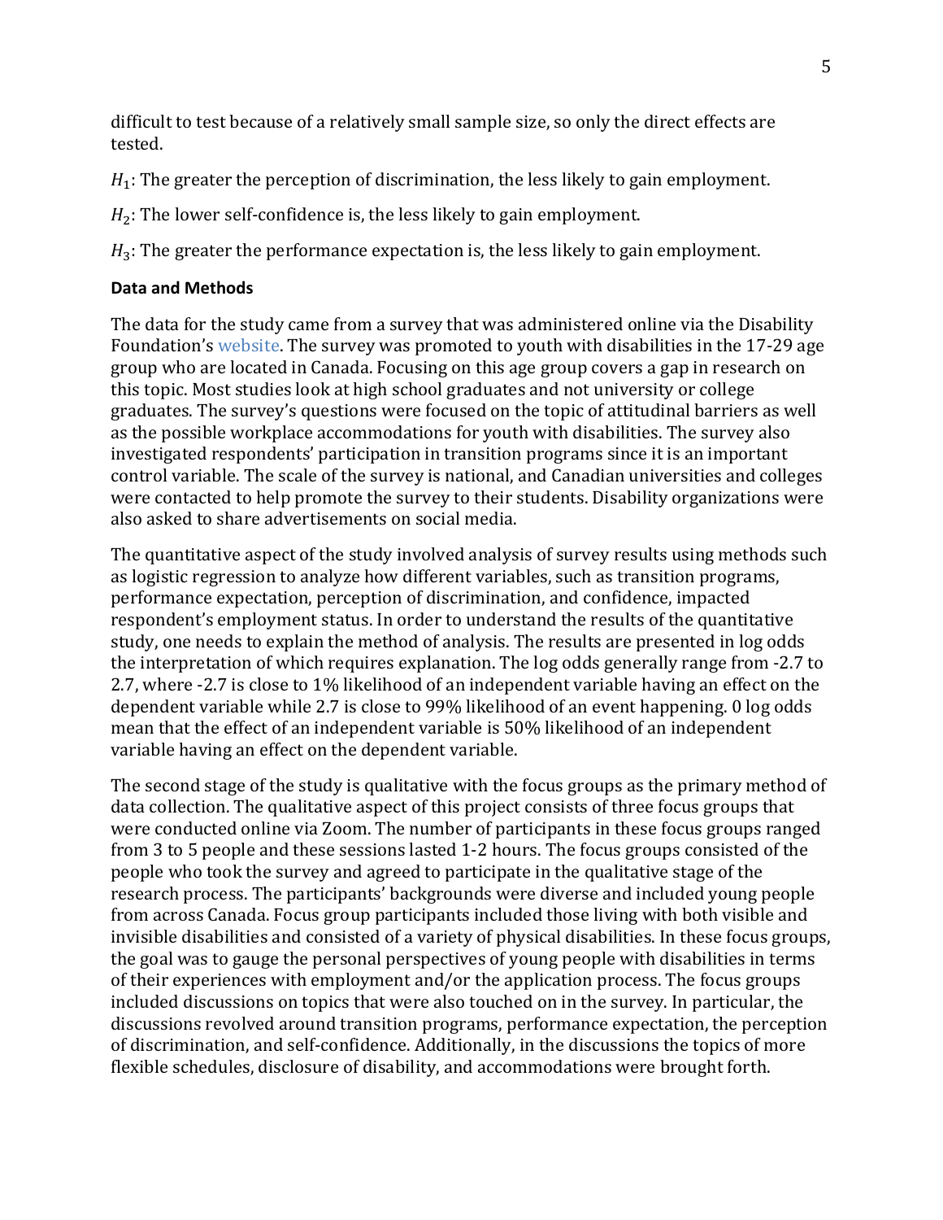difficult to test because of a relatively small sample size, so only the direct effects are tested.

$H_1$: The greater the perception of discrimination, the less likely to gain employment.

$H_2$: The lower self-confidence is, the less likely to gain employment.

$H_3$: The greater the performance expectation is, the less likely to gain employment.

**Data and Methods**

The data for the study came from a survey that was administered online via the Disability Foundation's website. The survey was promoted to youth with disabilities in the 17-29 age group who are located in Canada. Focusing on this age group covers a gap in research on this topic. Most studies look at high school graduates and not university or college graduates. The survey's questions were focused on the topic of attitudinal barriers as well as the possible workplace accommodations for youth with disabilities. The survey also investigated respondents' participation in transition programs since it is an important control variable. The scale of the survey is national, and Canadian universities and colleges were contacted to help promote the survey to their students. Disability organizations were also asked to share advertisements on social media.

The quantitative aspect of the study involved analysis of survey results using methods such as logistic regression to analyze how different variables, such as transition programs, performance expectation, perception of discrimination, and confidence, impacted respondent's employment status. In order to understand the results of the quantitative study, one needs to explain the method of analysis. The results are presented in log odds the interpretation of which requires explanation. The log odds generally range from -2.7 to 2.7, where -2.7 is close to 1% likelihood of an independent variable having an effect on the dependent variable while 2.7 is close to 99% likelihood of an event happening. 0 log odds mean that the effect of an independent variable is 50% likelihood of an independent variable having an effect on the dependent variable.

The second stage of the study is qualitative with the focus groups as the primary method of data collection. The qualitative aspect of this project consists of three focus groups that were conducted online via Zoom. The number of participants in these focus groups ranged from 3 to 5 people and these sessions lasted 1-2 hours. The focus groups consisted of the people who took the survey and agreed to participate in the qualitative stage of the research process. The participants' backgrounds were diverse and included young people from across Canada. Focus group participants included those living with both visible and invisible disabilities and consisted of a variety of physical disabilities. In these focus groups, the goal was to gauge the personal perspectives of young people with disabilities in terms of their experiences with employment and/or the application process. The focus groups included discussions on topics that were also touched on in the survey. In particular, the discussions revolved around transition programs, performance expectation, the perception of discrimination, and self-confidence. Additionally, in the discussions the topics of more flexible schedules, disclosure of disability, and accommodations were brought forth.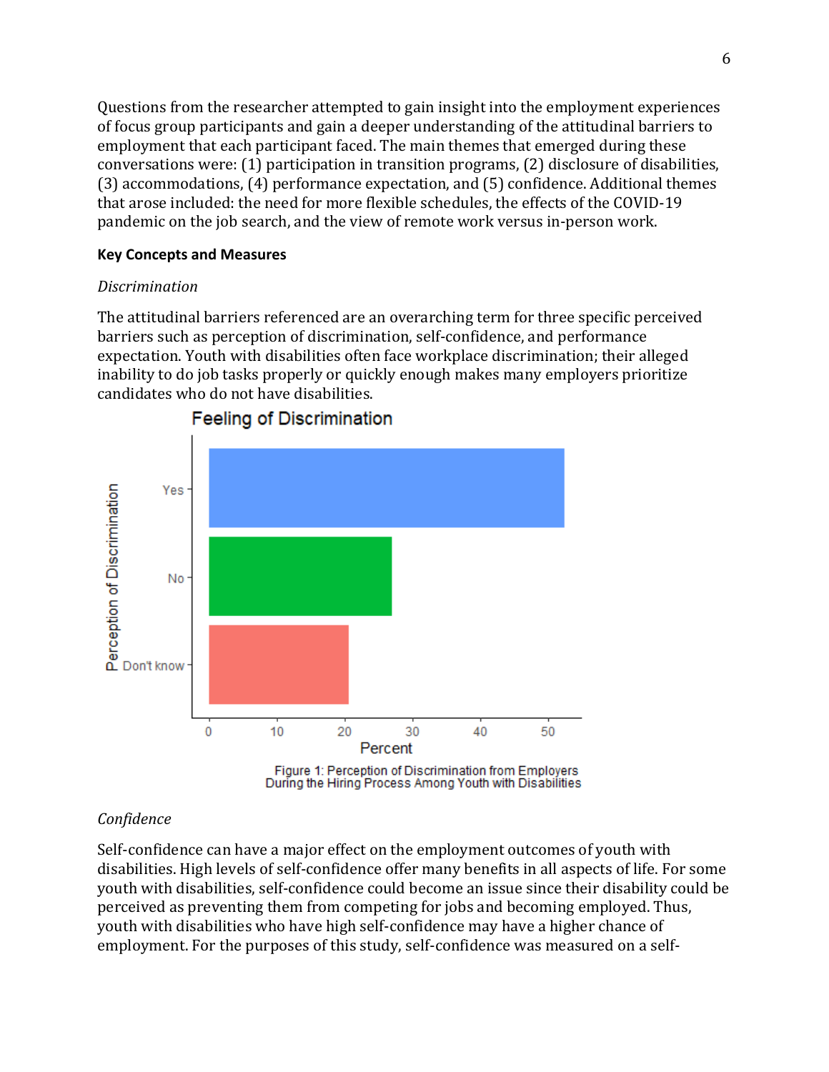Questions from the researcher attempted to gain insight into the employment experiences of focus group participants and gain a deeper understanding of the attitudinal barriers to employment that each participant faced. The main themes that emerged during these conversations were: (1) participation in transition programs, (2) disclosure of disabilities, (3) accommodations, (4) performance expectation, and (5) confidence. Additional themes that arose included: the need for more flexible schedules, the effects of the COVID-19 pandemic on the job search, and the view of remote work versus in-person work.

**Key Concepts and Measures**

*Discrimination*

The attitudinal barriers referenced are an overarching term for three specific perceived barriers such as perception of discrimination, self-confidence, and performance expectation. Youth with disabilities often face workplace discrimination; their alleged inability to do job tasks properly or quickly enough makes many employers prioritize candidates who do not have disabilities.

Figure 1: Perception of Discrimination from Employers During the Hiring Process Among Youth with Disabilities

*Confidence*

Self-confidence can have a major effect on the employment outcomes of youth with disabilities. High levels of self-confidence offer many benefits in all aspects of life. For some youth with disabilities, self-confidence could become an issue since their disability could be perceived as preventing them from competing for jobs and becoming employed. Thus, youth with disabilities who have high self-confidence may have a higher chance of employment. For the purposes of this study, self-confidence was measured on a self-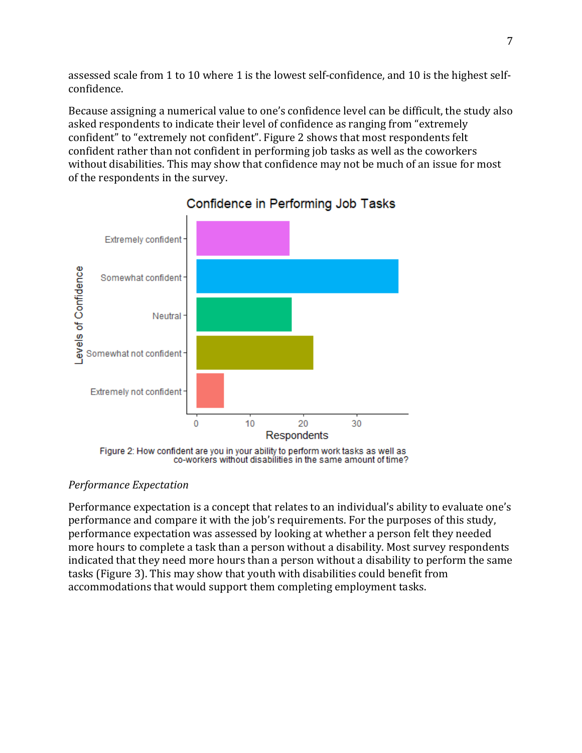assessed scale from 1 to 10 where 1 is the lowest self-confidence, and 10 is the highest self-confidence.

Because assigning a numerical value to one's confidence level can be difficult, the study also asked respondents to indicate their level of confidence as ranging from "extremely confident" to "extremely not confident". Figure 2 shows that most respondents felt confident rather than not confident in performing job tasks as well as the coworkers without disabilities. This may show that confidence may not be much of an issue for most of the respondents in the survey.

Figure 2: How confident are you in your ability to perform work tasks as well as co-workers without disabilities in the same amount of time?

*Performance Expectation*

Performance expectation is a concept that relates to an individual's ability to evaluate one's performance and compare it with the job's requirements. For the purposes of this study, performance expectation was assessed by looking at whether a person felt they needed more hours to complete a task than a person without a disability. Most survey respondents indicated that they need more hours than a person without a disability to perform the same tasks (Figure 3). This may show that youth with disabilities could benefit from accommodations that would support them completing employment tasks.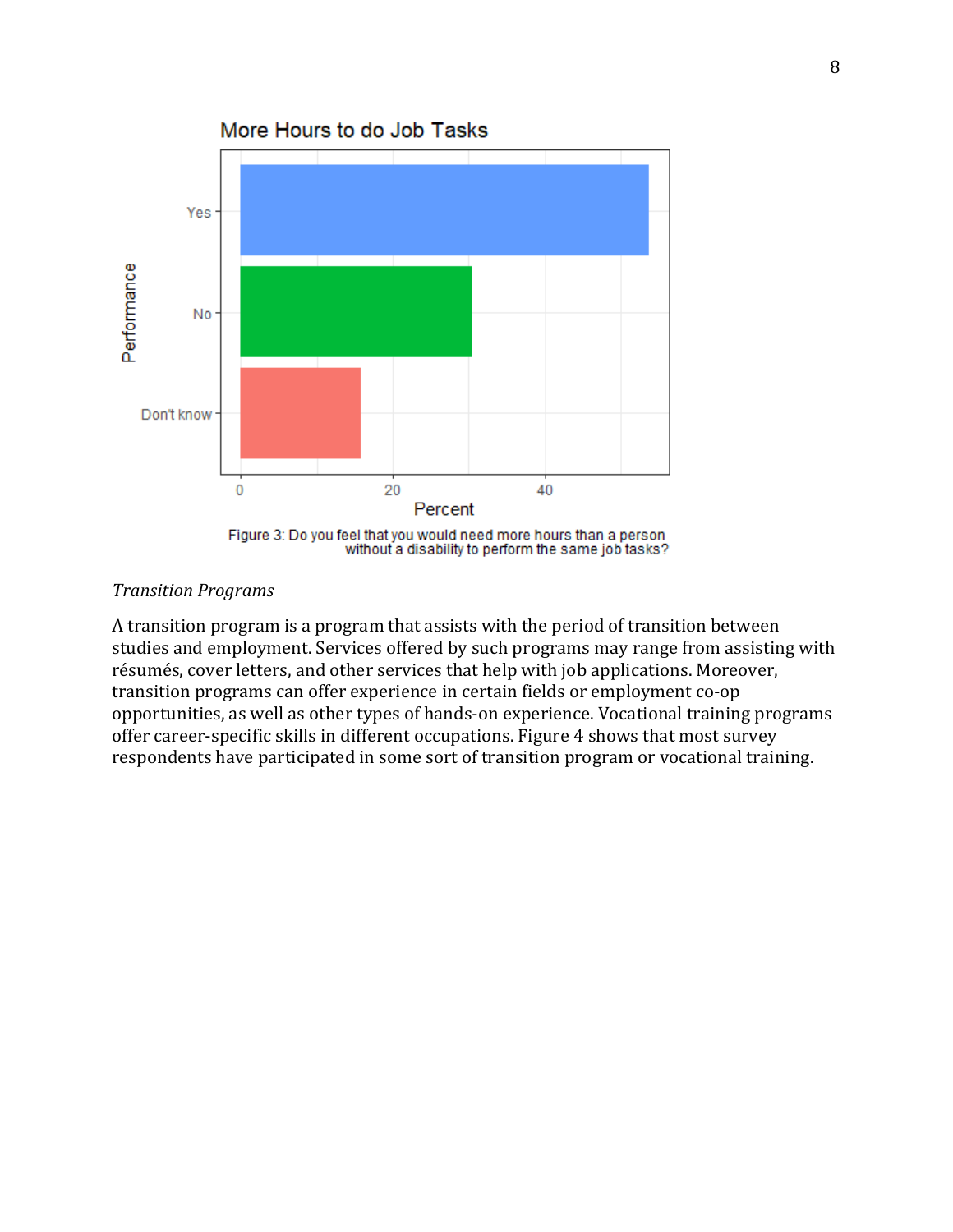More Hours to do Job Tasks

Figure 3: Do you feel that you would need more hours than a person without a disability to perform the same job tasks?

*Transition Programs*

A transition program is a program that assists with the period of transition between studies and employment. Services offered by such programs may range from assisting with résumés, cover letters, and other services that help with job applications. Moreover, transition programs can offer experience in certain fields or employment co-op opportunities, as well as other types of hands-on experience. Vocational training programs offer career-specific skills in different occupations. Figure 4 shows that most survey respondents have participated in some sort of transition program or vocational training.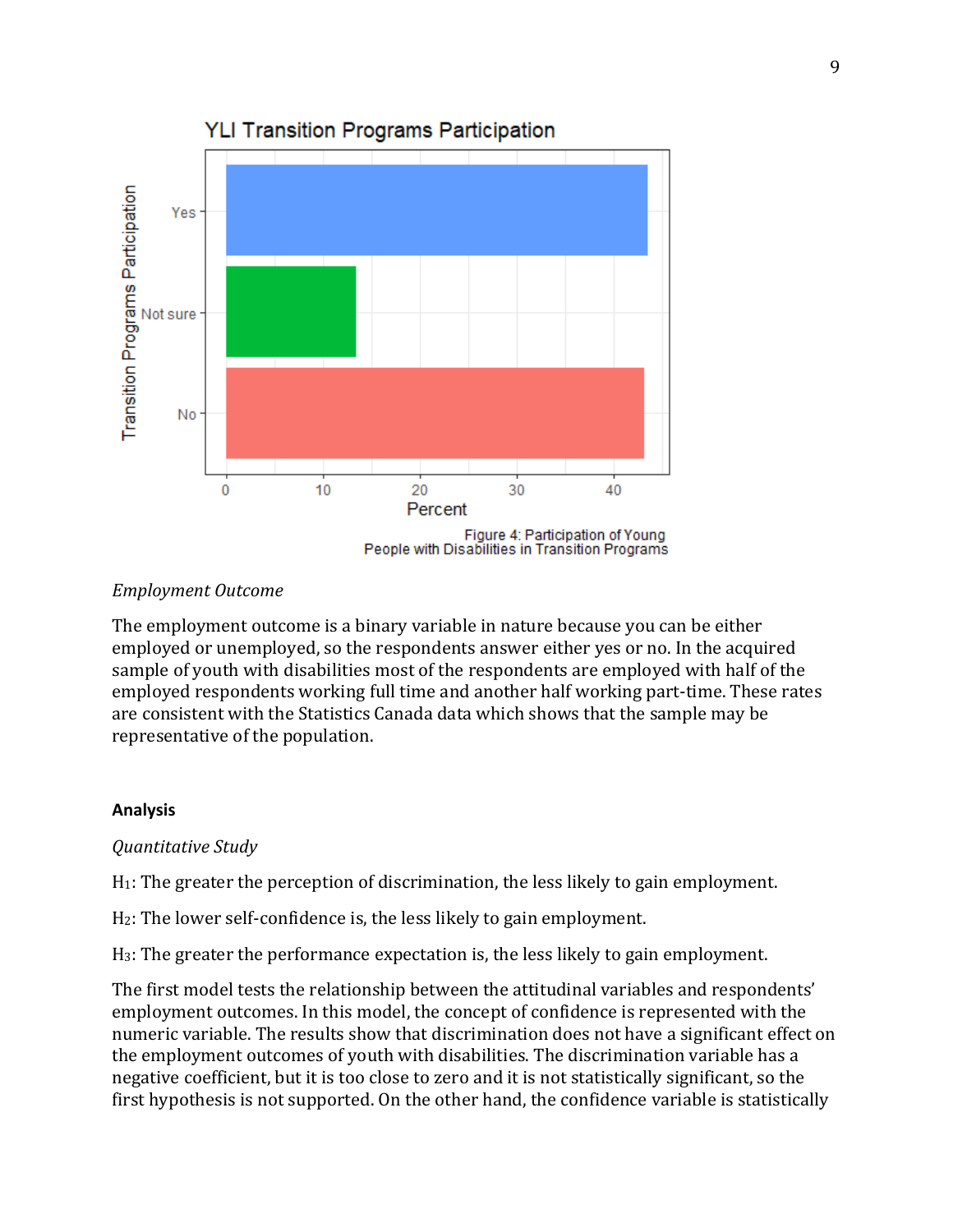Figure 4: Participation of Young People with Disabilities in Transition Programs

*Employment Outcome*

The employment outcome is a binary variable in nature because you can be either employed or unemployed, so the respondents answer either yes or no. In the acquired sample of youth with disabilities most of the respondents are employed with half of the employed respondents working full time and another half working part-time. These rates are consistent with the Statistics Canada data which shows that the sample may be representative of the population.

**Analysis**

*Quantitative Study*

$H_1$: The greater the perception of discrimination, the less likely to gain employment.

$H_2$: The lower self-confidence is, the less likely to gain employment.

$H_3$: The greater the performance expectation is, the less likely to gain employment.

The first model tests the relationship between the attitudinal variables and respondents' employment outcomes. In this model, the concept of confidence is represented with the numeric variable. The results show that discrimination does not have a significant effect on the employment outcomes of youth with disabilities. The discrimination variable has a negative coefficient, but it is too close to zero and it is not statistically significant, so the first hypothesis is not supported. On the other hand, the confidence variable is statistically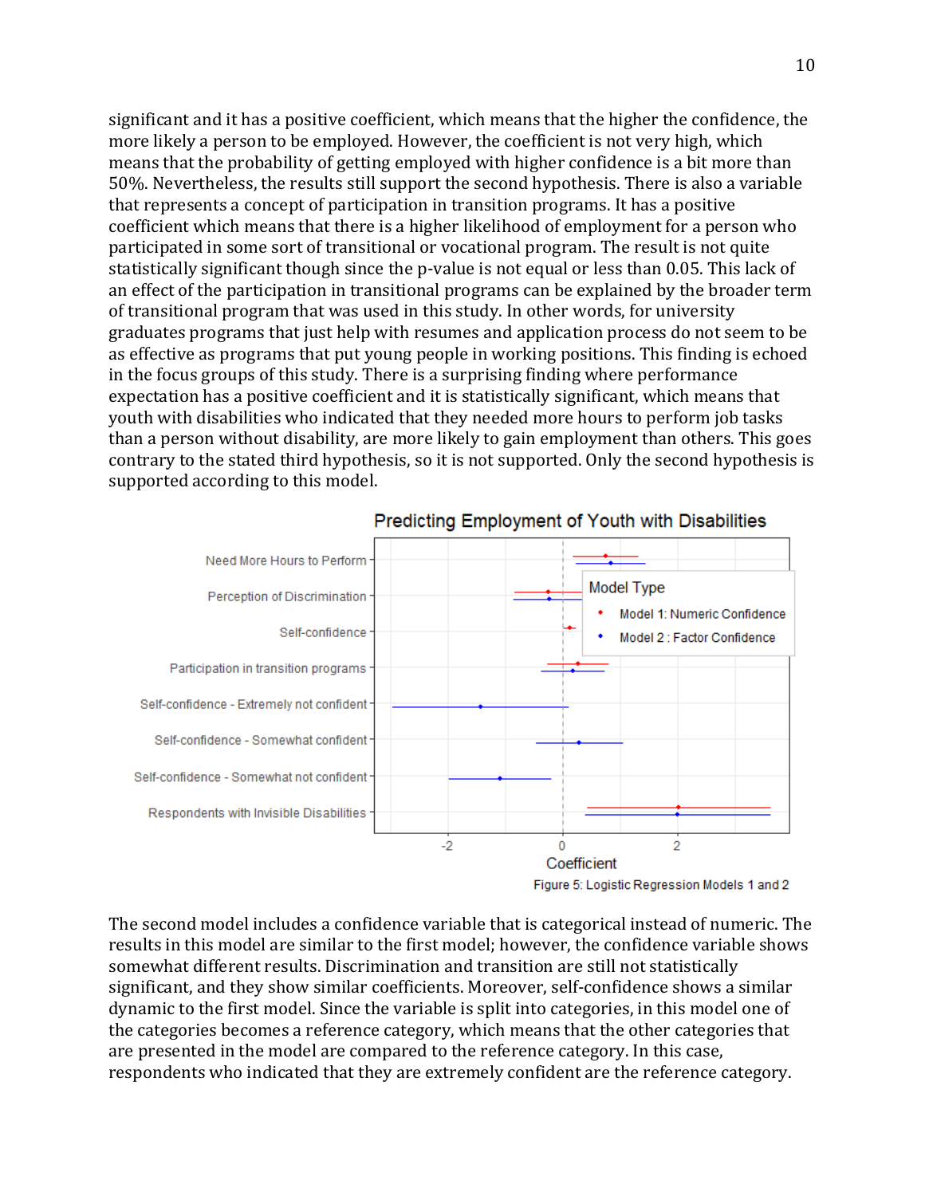significant and it has a positive coefficient, which means that the higher the confidence, the more likely a person to be employed. However, the coefficient is not very high, which means that the probability of getting employed with higher confidence is a bit more than 50%. Nevertheless, the results still support the second hypothesis. There is also a variable that represents a concept of participation in transition programs. It has a positive coefficient which means that there is a higher likelihood of employment for a person who participated in some sort of transitional or vocational program. The result is not quite statistically significant though since the p-value is not equal or less than 0.05. This lack of an effect of the participation in transitional programs can be explained by the broader term of transitional program that was used in this study. In other words, for university graduates programs that just help with resumes and application process do not seem to be as effective as programs that put young people in working positions. This finding is echoed in the focus groups of this study. There is a surprising finding where performance expectation has a positive coefficient and it is statistically significant, which means that youth with disabilities who indicated that they needed more hours to perform job tasks than a person without disability, are more likely to gain employment than others. This goes contrary to the stated third hypothesis, so it is not supported. Only the second hypothesis is supported according to this model.

Figure 5: Logistic Regression Models 1 and 2

The second model includes a confidence variable that is categorical instead of numeric. The results in this model are similar to the first model; however, the confidence variable shows somewhat different results. Discrimination and transition are still not statistically significant, and they show similar coefficients. Moreover, self-confidence shows a similar dynamic to the first model. Since the variable is split into categories, in this model one of the categories becomes a reference category, which means that the other categories that are presented in the model are compared to the reference category. In this case, respondents who indicated that they are extremely confident are the reference category.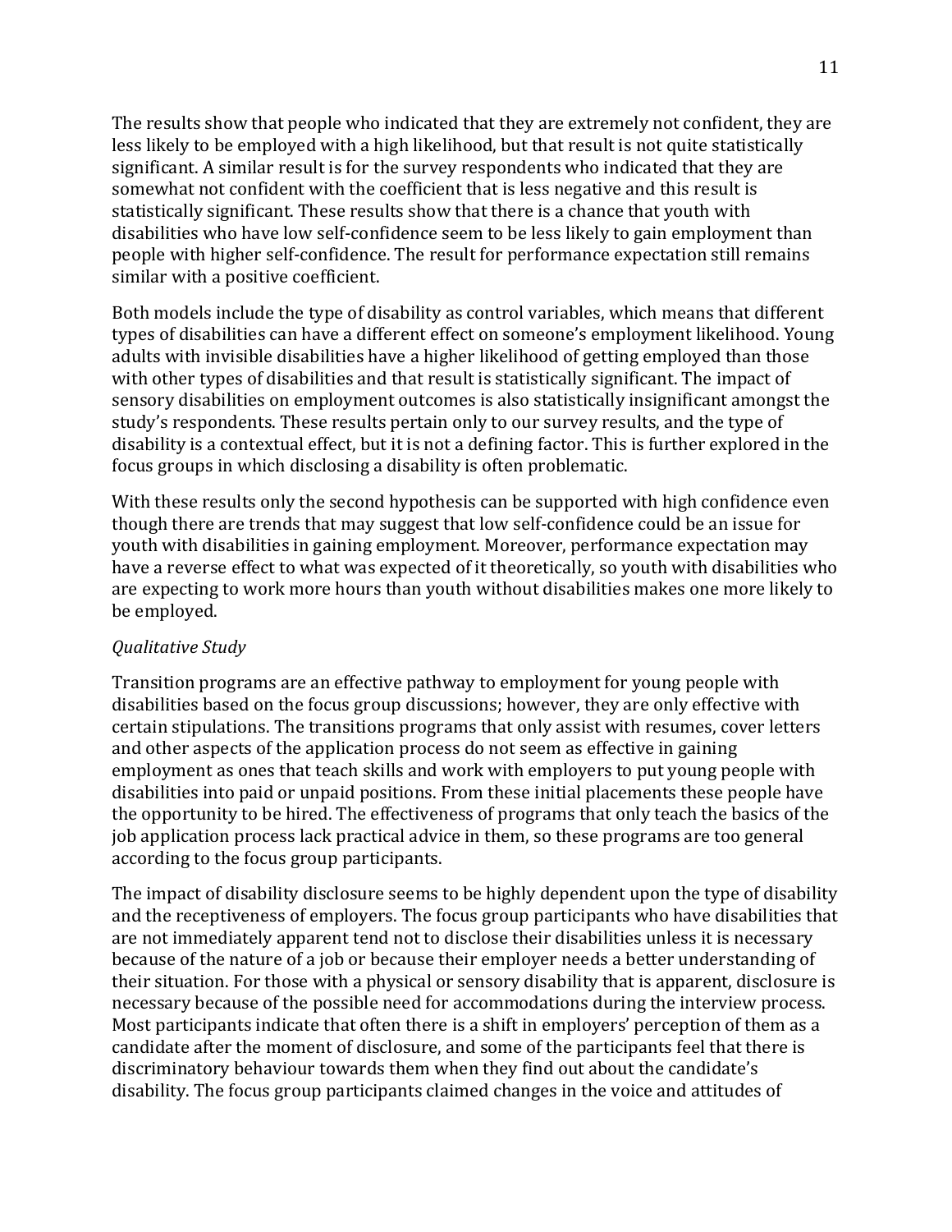The results show that people who indicated that they are extremely not confident, they are less likely to be employed with a high likelihood, but that result is not quite statistically significant. A similar result is for the survey respondents who indicated that they are somewhat not confident with the coefficient that is less negative and this result is statistically significant. These results show that there is a chance that youth with disabilities who have low self-confidence seem to be less likely to gain employment than people with higher self-confidence. The result for performance expectation still remains similar with a positive coefficient.

Both models include the type of disability as control variables, which means that different types of disabilities can have a different effect on someone's employment likelihood. Young adults with invisible disabilities have a higher likelihood of getting employed than those with other types of disabilities and that result is statistically significant. The impact of sensory disabilities on employment outcomes is also statistically insignificant amongst the study's respondents. These results pertain only to our survey results, and the type of disability is a contextual effect, but it is not a defining factor. This is further explored in the focus groups in which disclosing a disability is often problematic.

With these results only the second hypothesis can be supported with high confidence even though there are trends that may suggest that low self-confidence could be an issue for youth with disabilities in gaining employment. Moreover, performance expectation may have a reverse effect to what was expected of it theoretically, so youth with disabilities who are expecting to work more hours than youth without disabilities makes one more likely to be employed.

*Qualitative Study*

Transition programs are an effective pathway to employment for young people with disabilities based on the focus group discussions; however, they are only effective with certain stipulations. The transitions programs that only assist with resumes, cover letters and other aspects of the application process do not seem as effective in gaining employment as ones that teach skills and work with employers to put young people with disabilities into paid or unpaid positions. From these initial placements these people have the opportunity to be hired. The effectiveness of programs that only teach the basics of the job application process lack practical advice in them, so these programs are too general according to the focus group participants.

The impact of disability disclosure seems to be highly dependent upon the type of disability and the receptiveness of employers. The focus group participants who have disabilities that are not immediately apparent tend not to disclose their disabilities unless it is necessary because of the nature of a job or because their employer needs a better understanding of their situation. For those with a physical or sensory disability that is apparent, disclosure is necessary because of the possible need for accommodations during the interview process. Most participants indicate that often there is a shift in employers' perception of them as a candidate after the moment of disclosure, and some of the participants feel that there is discriminatory behaviour towards them when they find out about the candidate's disability. The focus group participants claimed changes in the voice and attitudes of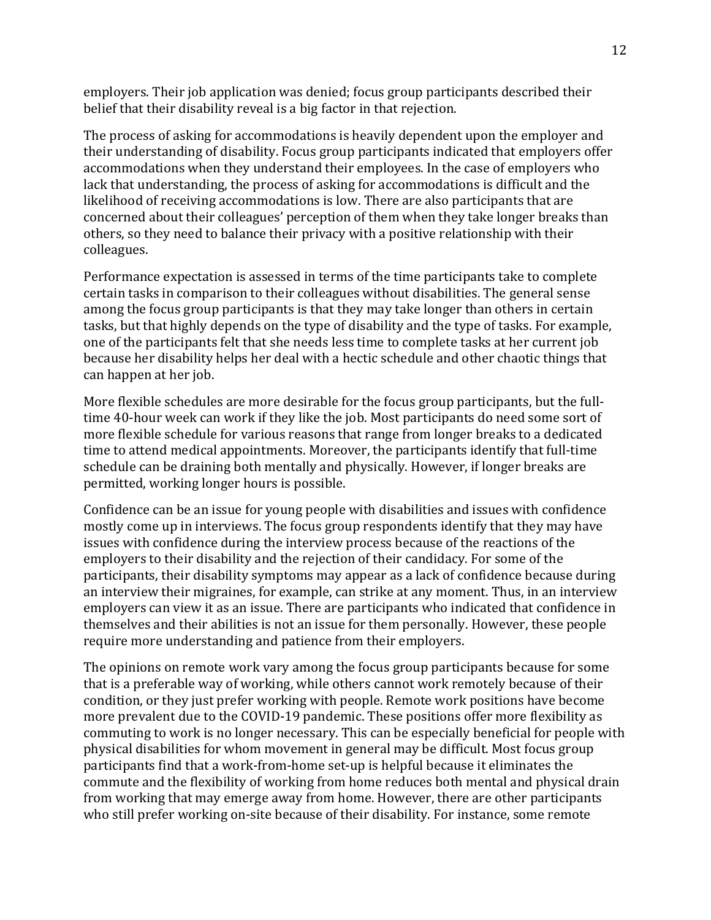employers. Their job application was denied; focus group participants described their belief that their disability reveal is a big factor in that rejection.

The process of asking for accommodations is heavily dependent upon the employer and their understanding of disability. Focus group participants indicated that employers offer accommodations when they understand their employees. In the case of employers who lack that understanding, the process of asking for accommodations is difficult and the likelihood of receiving accommodations is low. There are also participants that are concerned about their colleagues' perception of them when they take longer breaks than others, so they need to balance their privacy with a positive relationship with their colleagues.

Performance expectation is assessed in terms of the time participants take to complete certain tasks in comparison to their colleagues without disabilities. The general sense among the focus group participants is that they may take longer than others in certain tasks, but that highly depends on the type of disability and the type of tasks. For example, one of the participants felt that she needs less time to complete tasks at her current job because her disability helps her deal with a hectic schedule and other chaotic things that can happen at her job.

More flexible schedules are more desirable for the focus group participants, but the full-time 40-hour week can work if they like the job. Most participants do need some sort of more flexible schedule for various reasons that range from longer breaks to a dedicated time to attend medical appointments. Moreover, the participants identify that full-time schedule can be draining both mentally and physically. However, if longer breaks are permitted, working longer hours is possible.

Confidence can be an issue for young people with disabilities and issues with confidence mostly come up in interviews. The focus group respondents identify that they may have issues with confidence during the interview process because of the reactions of the employers to their disability and the rejection of their candidacy. For some of the participants, their disability symptoms may appear as a lack of confidence because during an interview their migraines, for example, can strike at any moment. Thus, in an interview employers can view it as an issue. There are participants who indicated that confidence in themselves and their abilities is not an issue for them personally. However, these people require more understanding and patience from their employers.

The opinions on remote work vary among the focus group participants because for some that is a preferable way of working, while others cannot work remotely because of their condition, or they just prefer working with people. Remote work positions have become more prevalent due to the COVID-19 pandemic. These positions offer more flexibility as commuting to work is no longer necessary. This can be especially beneficial for people with physical disabilities for whom movement in general may be difficult. Most focus group participants find that a work-from-home set-up is helpful because it eliminates the commute and the flexibility of working from home reduces both mental and physical drain from working that may emerge away from home. However, there are other participants who still prefer working on-site because of their disability. For instance, some remote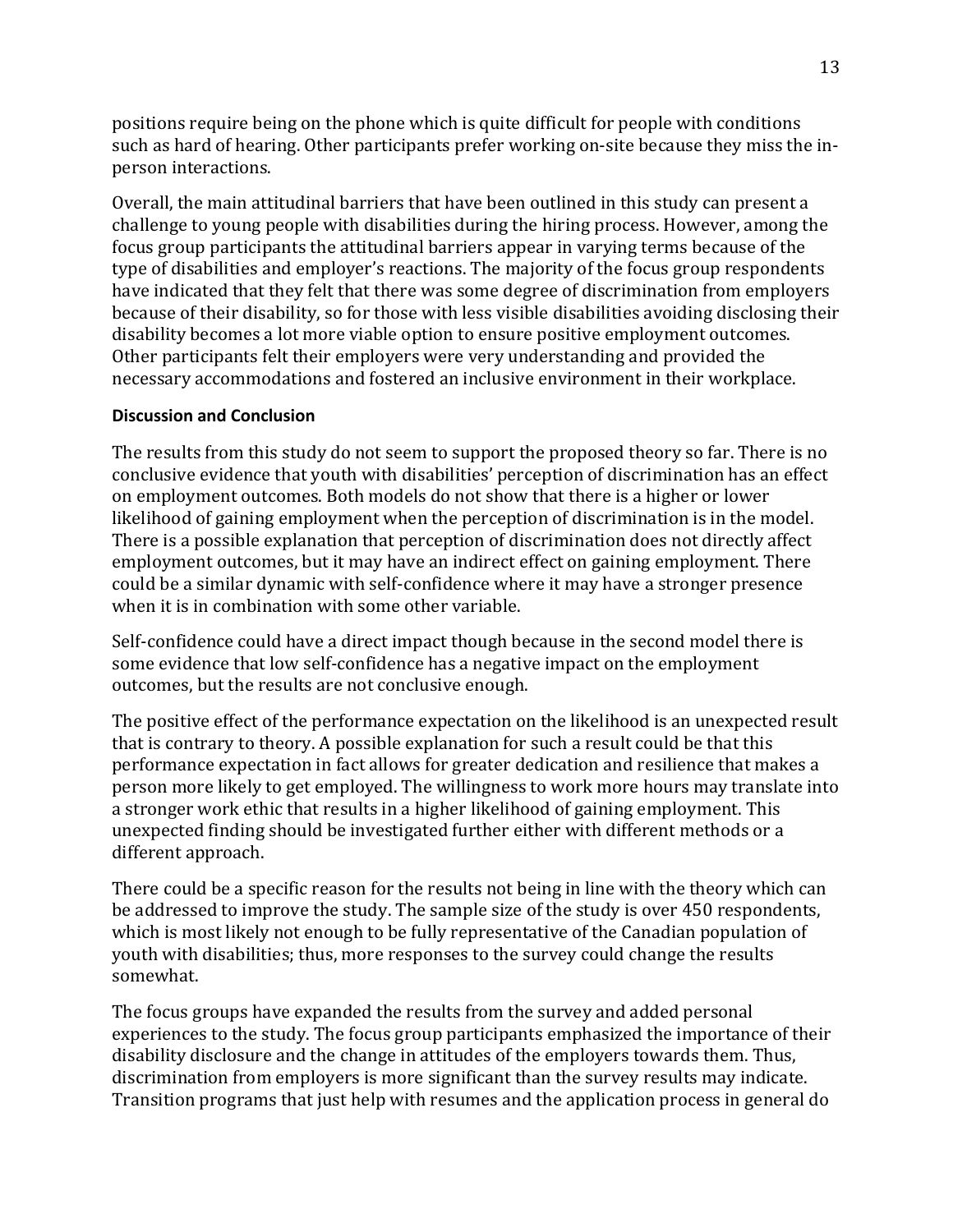positions require being on the phone which is quite difficult for people with conditions such as hard of hearing. Other participants prefer working on-site because they miss the in-person interactions.

Overall, the main attitudinal barriers that have been outlined in this study can present a challenge to young people with disabilities during the hiring process. However, among the focus group participants the attitudinal barriers appear in varying terms because of the type of disabilities and employer's reactions. The majority of the focus group respondents have indicated that they felt that there was some degree of discrimination from employers because of their disability, so for those with less visible disabilities avoiding disclosing their disability becomes a lot more viable option to ensure positive employment outcomes. Other participants felt their employers were very understanding and provided the necessary accommodations and fostered an inclusive environment in their workplace.

**Discussion and Conclusion**

The results from this study do not seem to support the proposed theory so far. There is no conclusive evidence that youth with disabilities' perception of discrimination has an effect on employment outcomes. Both models do not show that there is a higher or lower likelihood of gaining employment when the perception of discrimination is in the model. There is a possible explanation that perception of discrimination does not directly affect employment outcomes, but it may have an indirect effect on gaining employment. There could be a similar dynamic with self-confidence where it may have a stronger presence when it is in combination with some other variable.

Self-confidence could have a direct impact though because in the second model there is some evidence that low self-confidence has a negative impact on the employment outcomes, but the results are not conclusive enough.

The positive effect of the performance expectation on the likelihood is an unexpected result that is contrary to theory. A possible explanation for such a result could be that this performance expectation in fact allows for greater dedication and resilience that makes a person more likely to get employed. The willingness to work more hours may translate into a stronger work ethic that results in a higher likelihood of gaining employment. This unexpected finding should be investigated further either with different methods or a different approach.

There could be a specific reason for the results not being in line with the theory which can be addressed to improve the study. The sample size of the study is over 450 respondents, which is most likely not enough to be fully representative of the Canadian population of youth with disabilities; thus, more responses to the survey could change the results somewhat.

The focus groups have expanded the results from the survey and added personal experiences to the study. The focus group participants emphasized the importance of their disability disclosure and the change in attitudes of the employers towards them. Thus, discrimination from employers is more significant than the survey results may indicate. Transition programs that just help with resumes and the application process in general do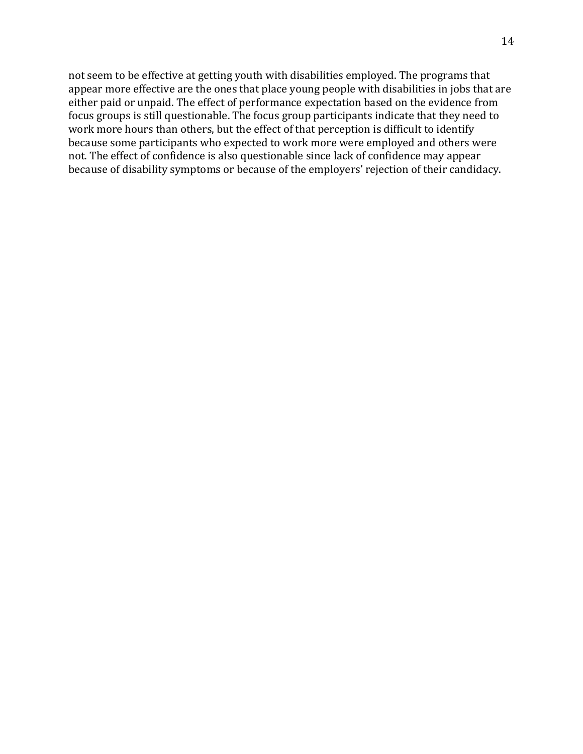not seem to be effective at getting youth with disabilities employed. The programs that appear more effective are the ones that place young people with disabilities in jobs that are either paid or unpaid. The effect of performance expectation based on the evidence from focus groups is still questionable. The focus group participants indicate that they need to work more hours than others, but the effect of that perception is difficult to identify because some participants who expected to work more were employed and others were not. The effect of confidence is also questionable since lack of confidence may appear because of disability symptoms or because of the employers' rejection of their candidacy.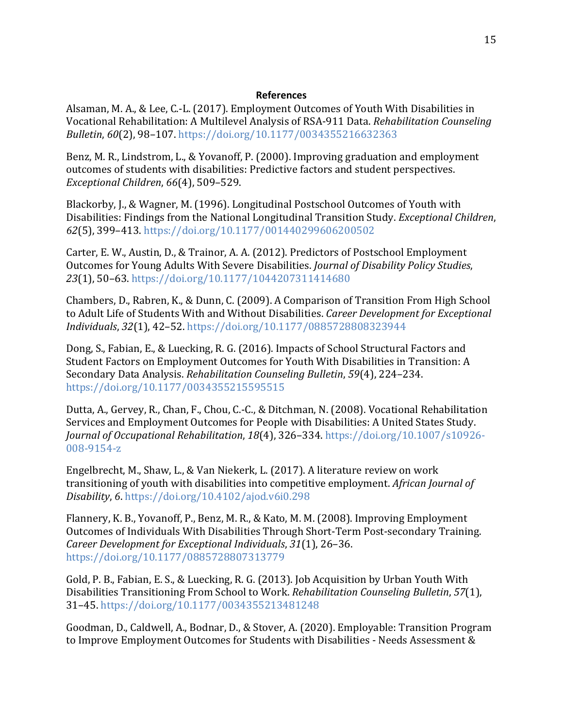**References**

Alsaman, M. A., & Lee, C.-L. (2017). Employment Outcomes of Youth With Disabilities in Vocational Rehabilitation: A Multilevel Analysis of RSA-911 Data. *Rehabilitation Counseling Bulletin*, *60*(2), 98–107. https://doi.org/10.1177/0034355216632363

Benz, M. R., Lindstrom, L., & Yovanoff, P. (2000). Improving graduation and employment outcomes of students with disabilities: Predictive factors and student perspectives. *Exceptional Children*, *66*(4), 509–529.

Blackorby, J., & Wagner, M. (1996). Longitudinal Postschool Outcomes of Youth with Disabilities: Findings from the National Longitudinal Transition Study. *Exceptional Children*, *62*(5), 399–413. https://doi.org/10.1177/001440299606200502

Carter, E. W., Austin, D., & Trainor, A. A. (2012). Predictors of Postschool Employment Outcomes for Young Adults With Severe Disabilities. *Journal of Disability Policy Studies*, *23*(1), 50–63. https://doi.org/10.1177/1044207311414680

Chambers, D., Rabren, K., & Dunn, C. (2009). A Comparison of Transition From High School to Adult Life of Students With and Without Disabilities. *Career Development for Exceptional Individuals*, *32*(1), 42–52. https://doi.org/10.1177/0885728808323944

Dong, S., Fabian, E., & Luecking, R. G. (2016). Impacts of School Structural Factors and Student Factors on Employment Outcomes for Youth With Disabilities in Transition: A Secondary Data Analysis. *Rehabilitation Counseling Bulletin*, *59*(4), 224–234. https://doi.org/10.1177/0034355215595515

Dutta, A., Gervey, R., Chan, F., Chou, C.-C., & Ditchman, N. (2008). Vocational Rehabilitation Services and Employment Outcomes for People with Disabilities: A United States Study. *Journal of Occupational Rehabilitation*, *18*(4), 326–334. https://doi.org/10.1007/s10926-008-9154-z

Engelbrecht, M., Shaw, L., & Van Niekerk, L. (2017). A literature review on work transitioning of youth with disabilities into competitive employment. *African Journal of Disability*, *6*. https://doi.org/10.4102/ajod.v6i0.298

Flannery, K. B., Yovanoff, P., Benz, M. R., & Kato, M. M. (2008). Improving Employment Outcomes of Individuals With Disabilities Through Short-Term Post-secondary Training. *Career Development for Exceptional Individuals*, *31*(1), 26–36. https://doi.org/10.1177/0885728807313779

Gold, P. B., Fabian, E. S., & Luecking, R. G. (2013). Job Acquisition by Urban Youth With Disabilities Transitioning From School to Work. *Rehabilitation Counseling Bulletin*, *57*(1), 31–45. https://doi.org/10.1177/0034355213481248

Goodman, D., Caldwell, A., Bodnar, D., & Stover, A. (2020). Employable: Transition Program to Improve Employment Outcomes for Students with Disabilities - Needs Assessment &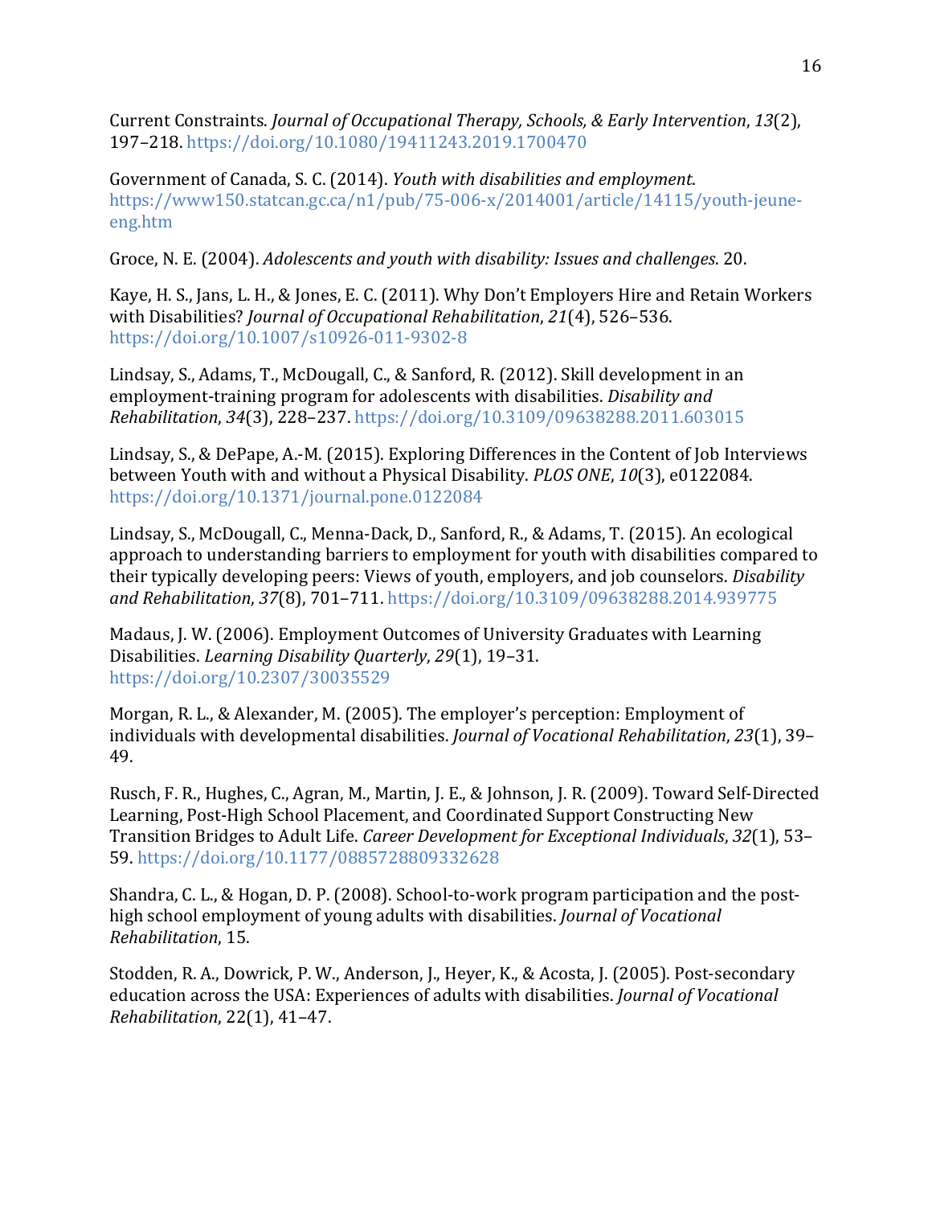Current Constraints. *Journal of Occupational Therapy, Schools, & Early Intervention*, *13*(2), 197–218. https://doi.org/10.1080/19411243.2019.1700470

Government of Canada, S. C. (2014). *Youth with disabilities and employment*. https://www150.statcan.gc.ca/n1/pub/75-006-x/2014001/article/14115/youth-jeune-eng.htm

Groce, N. E. (2004). *Adolescents and youth with disability: Issues and challenges*. 20.

Kaye, H. S., Jans, L. H., & Jones, E. C. (2011). Why Don't Employers Hire and Retain Workers with Disabilities? *Journal of Occupational Rehabilitation*, *21*(4), 526–536. https://doi.org/10.1007/s10926-011-9302-8

Lindsay, S., Adams, T., McDougall, C., & Sanford, R. (2012). Skill development in an employment-training program for adolescents with disabilities. *Disability and Rehabilitation*, *34*(3), 228–237. https://doi.org/10.3109/09638288.2011.603015

Lindsay, S., & DePape, A.-M. (2015). Exploring Differences in the Content of Job Interviews between Youth with and without a Physical Disability. *PLOS ONE*, *10*(3), e0122084. https://doi.org/10.1371/journal.pone.0122084

Lindsay, S., McDougall, C., Menna-Dack, D., Sanford, R., & Adams, T. (2015). An ecological approach to understanding barriers to employment for youth with disabilities compared to their typically developing peers: Views of youth, employers, and job counselors. *Disability and Rehabilitation*, *37*(8), 701–711. https://doi.org/10.3109/09638288.2014.939775

Madaus, J. W. (2006). Employment Outcomes of University Graduates with Learning Disabilities. *Learning Disability Quarterly*, *29*(1), 19–31. https://doi.org/10.2307/30035529

Morgan, R. L., & Alexander, M. (2005). The employer's perception: Employment of individuals with developmental disabilities. *Journal of Vocational Rehabilitation*, *23*(1), 39–49.

Rusch, F. R., Hughes, C., Agran, M., Martin, J. E., & Johnson, J. R. (2009). Toward Self-Directed Learning, Post-High School Placement, and Coordinated Support Constructing New Transition Bridges to Adult Life. *Career Development for Exceptional Individuals*, *32*(1), 53–59. https://doi.org/10.1177/0885728809332628

Shandra, C. L., & Hogan, D. P. (2008). School-to-work program participation and the post-high school employment of young adults with disabilities. *Journal of Vocational Rehabilitation*, 15.

Stodden, R. A., Dowrick, P. W., Anderson, J., Heyer, K., & Acosta, J. (2005). Post-secondary education across the USA: Experiences of adults with disabilities. *Journal of Vocational Rehabilitation*, 22(1), 41–47.